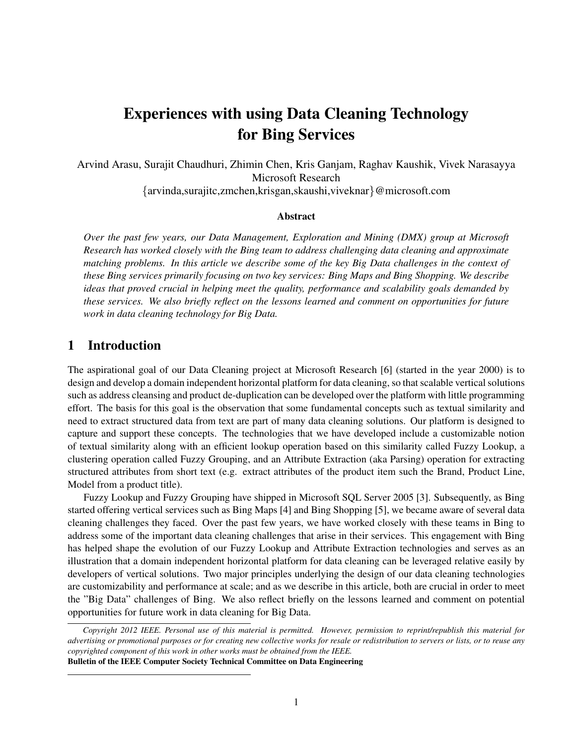# Experiences with using Data Cleaning Technology for Bing Services

Arvind Arasu, Surajit Chaudhuri, Zhimin Chen, Kris Ganjam, Raghav Kaushik, Vivek Narasayya
Microsoft Research
{arvinda,surajitc,zmchen,krisgan,skaushi,viveknar}@microsoft.com

**Abstract**

*Over the past few years, our Data Management, Exploration and Mining (DMX) group at Microsoft Research has worked closely with the Bing team to address challenging data cleaning and approximate matching problems. In this article we describe some of the key Big Data challenges in the context of these Bing services primarily focusing on two key services: Bing Maps and Bing Shopping. We describe ideas that proved crucial in helping meet the quality, performance and scalability goals demanded by these services. We also briefly reflect on the lessons learned and comment on opportunities for future work in data cleaning technology for Big Data.*

## 1 Introduction

The aspirational goal of our Data Cleaning project at Microsoft Research [6] (started in the year 2000) is to design and develop a domain independent horizontal platform for data cleaning, so that scalable vertical solutions such as address cleansing and product de-duplication can be developed over the platform with little programming effort. The basis for this goal is the observation that some fundamental concepts such as textual similarity and need to extract structured data from text are part of many data cleaning solutions. Our platform is designed to capture and support these concepts. The technologies that we have developed include a customizable notion of textual similarity along with an efficient lookup operation based on this similarity called Fuzzy Lookup, a clustering operation called Fuzzy Grouping, and an Attribute Extraction (aka Parsing) operation for extracting structured attributes from short text (e.g. extract attributes of the product item such the Brand, Product Line, Model from a product title).

Fuzzy Lookup and Fuzzy Grouping have shipped in Microsoft SQL Server 2005 [3]. Subsequently, as Bing started offering vertical services such as Bing Maps [4] and Bing Shopping [5], we became aware of several data cleaning challenges they faced. Over the past few years, we have worked closely with these teams in Bing to address some of the important data cleaning challenges that arise in their services. This engagement with Bing has helped shape the evolution of our Fuzzy Lookup and Attribute Extraction technologies and serves as an illustration that a domain independent horizontal platform for data cleaning can be leveraged relative easily by developers of vertical solutions. Two major principles underlying the design of our data cleaning technologies are customizability and performance at scale; and as we describe in this article, both are crucial in order to meet the "Big Data" challenges of Bing. We also reflect briefly on the lessons learned and comment on potential opportunities for future work in data cleaning for Big Data.

*Copyright 2012 IEEE. Personal use of this material is permitted. However, permission to reprint/republish this material for advertising or promotional purposes or for creating new collective works for resale or redistribution to servers or lists, or to reuse any copyrighted component of this work in other works must be obtained from the IEEE.*
**Bulletin of the IEEE Computer Society Technical Committee on Data Engineering**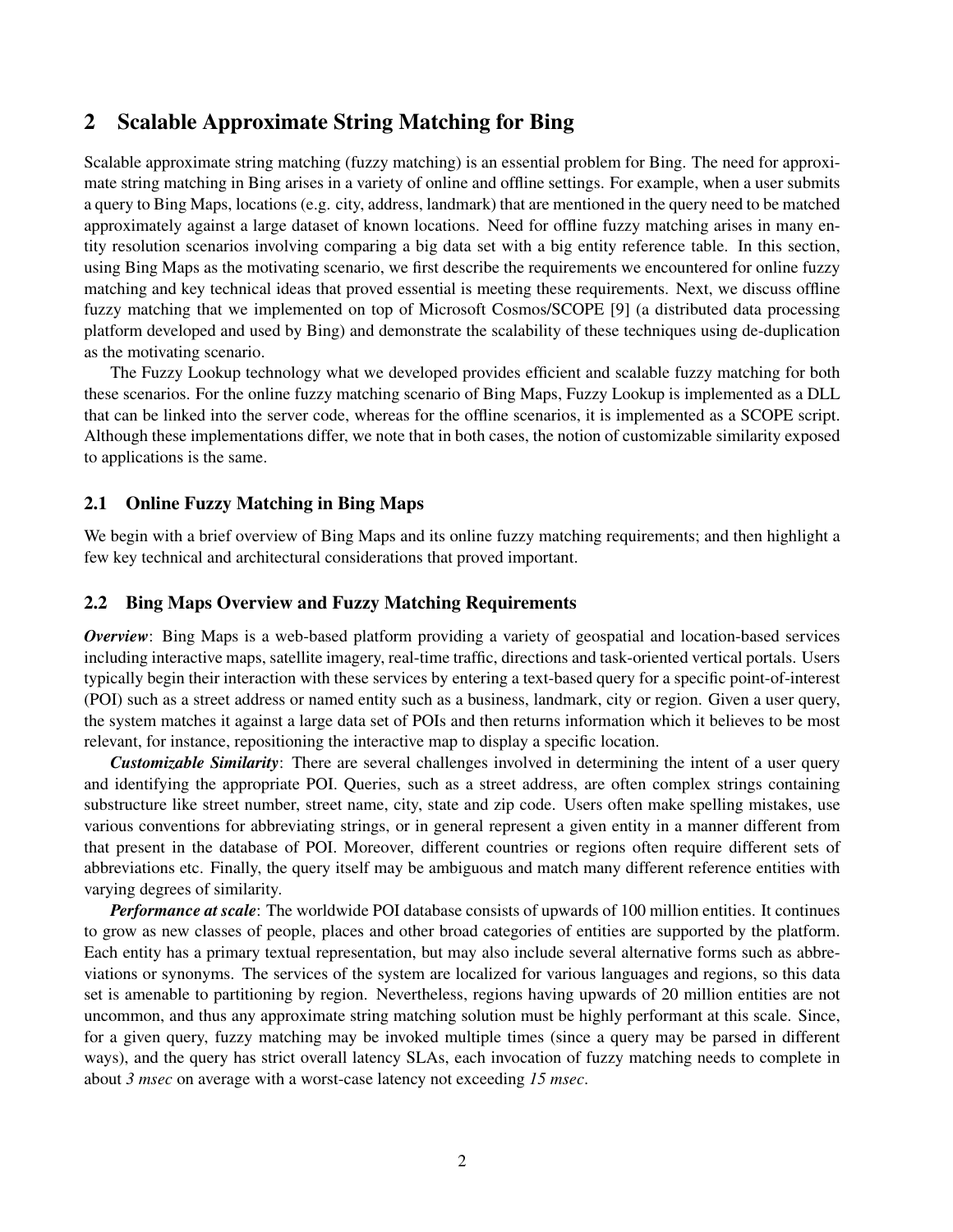## 2 Scalable Approximate String Matching for Bing

Scalable approximate string matching (fuzzy matching) is an essential problem for Bing. The need for approximate string matching in Bing arises in a variety of online and offline settings. For example, when a user submits a query to Bing Maps, locations (e.g. city, address, landmark) that are mentioned in the query need to be matched approximately against a large dataset of known locations. Need for offline fuzzy matching arises in many entity resolution scenarios involving comparing a big data set with a big entity reference table. In this section, using Bing Maps as the motivating scenario, we first describe the requirements we encountered for online fuzzy matching and key technical ideas that proved essential is meeting these requirements. Next, we discuss offline fuzzy matching that we implemented on top of Microsoft Cosmos/SCOPE [9] (a distributed data processing platform developed and used by Bing) and demonstrate the scalability of these techniques using de-duplication as the motivating scenario.

The Fuzzy Lookup technology what we developed provides efficient and scalable fuzzy matching for both these scenarios. For the online fuzzy matching scenario of Bing Maps, Fuzzy Lookup is implemented as a DLL that can be linked into the server code, whereas for the offline scenarios, it is implemented as a SCOPE script. Although these implementations differ, we note that in both cases, the notion of customizable similarity exposed to applications is the same.

### 2.1 Online Fuzzy Matching in Bing Maps

We begin with a brief overview of Bing Maps and its online fuzzy matching requirements; and then highlight a few key technical and architectural considerations that proved important.

### 2.2 Bing Maps Overview and Fuzzy Matching Requirements

***Overview***: Bing Maps is a web-based platform providing a variety of geospatial and location-based services including interactive maps, satellite imagery, real-time traffic, directions and task-oriented vertical portals. Users typically begin their interaction with these services by entering a text-based query for a specific point-of-interest (POI) such as a street address or named entity such as a business, landmark, city or region. Given a user query, the system matches it against a large data set of POIs and then returns information which it believes to be most relevant, for instance, repositioning the interactive map to display a specific location.

***Customizable Similarity***: There are several challenges involved in determining the intent of a user query and identifying the appropriate POI. Queries, such as a street address, are often complex strings containing substructure like street number, street name, city, state and zip code. Users often make spelling mistakes, use various conventions for abbreviating strings, or in general represent a given entity in a manner different from that present in the database of POI. Moreover, different countries or regions often require different sets of abbreviations etc. Finally, the query itself may be ambiguous and match many different reference entities with varying degrees of similarity.

***Performance at scale***: The worldwide POI database consists of upwards of 100 million entities. It continues to grow as new classes of people, places and other broad categories of entities are supported by the platform. Each entity has a primary textual representation, but may also include several alternative forms such as abbreviations or synonyms. The services of the system are localized for various languages and regions, so this data set is amenable to partitioning by region. Nevertheless, regions having upwards of 20 million entities are not uncommon, and thus any approximate string matching solution must be highly performant at this scale. Since, for a given query, fuzzy matching may be invoked multiple times (since a query may be parsed in different ways), and the query has strict overall latency SLAs, each invocation of fuzzy matching needs to complete in about *3 msec* on average with a worst-case latency not exceeding *15 msec*.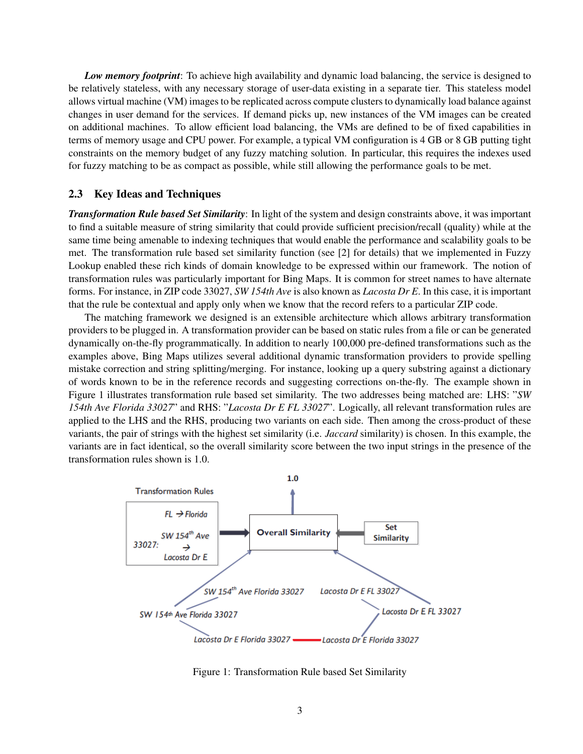***Low memory footprint***: To achieve high availability and dynamic load balancing, the service is designed to be relatively stateless, with any necessary storage of user-data existing in a separate tier. This stateless model allows virtual machine (VM) images to be replicated across compute clusters to dynamically load balance against changes in user demand for the services. If demand picks up, new instances of the VM images can be created on additional machines. To allow efficient load balancing, the VMs are defined to be of fixed capabilities in terms of memory usage and CPU power. For example, a typical VM configuration is 4 GB or 8 GB putting tight constraints on the memory budget of any fuzzy matching solution. In particular, this requires the indexes used for fuzzy matching to be as compact as possible, while still allowing the performance goals to be met.

## 2.3 Key Ideas and Techniques

***Transformation Rule based Set Similarity***: In light of the system and design constraints above, it was important to find a suitable measure of string similarity that could provide sufficient precision/recall (quality) while at the same time being amenable to indexing techniques that would enable the performance and scalability goals to be met. The transformation rule based set similarity function (see [2] for details) that we implemented in Fuzzy Lookup enabled these rich kinds of domain knowledge to be expressed within our framework. The notion of transformation rules was particularly important for Bing Maps. It is common for street names to have alternate forms. For instance, in ZIP code 33027, *SW 154th Ave* is also known as *Lacosta Dr E*. In this case, it is important that the rule be contextual and apply only when we know that the record refers to a particular ZIP code.

The matching framework we designed is an extensible architecture which allows arbitrary transformation providers to be plugged in. A transformation provider can be based on static rules from a file or can be generated dynamically on-the-fly programmatically. In addition to nearly 100,000 pre-defined transformations such as the examples above, Bing Maps utilizes several additional dynamic transformation providers to provide spelling mistake correction and string splitting/merging. For instance, looking up a query substring against a dictionary of words known to be in the reference records and suggesting corrections on-the-fly. The example shown in Figure 1 illustrates transformation rule based set similarity. The two addresses being matched are: LHS: "*SW 154th Ave Florida 33027*" and RHS: "*Lacosta Dr E FL 33027*". Logically, all relevant transformation rules are applied to the LHS and the RHS, producing two variants on each side. Then among the cross-product of these variants, the pair of strings with the highest set similarity (i.e. *Jaccard* similarity) is chosen. In this example, the variants are in fact identical, so the overall similarity score between the two input strings in the presence of the transformation rules shown is 1.0.

Figure 1: Transformation Rule based Set Similarity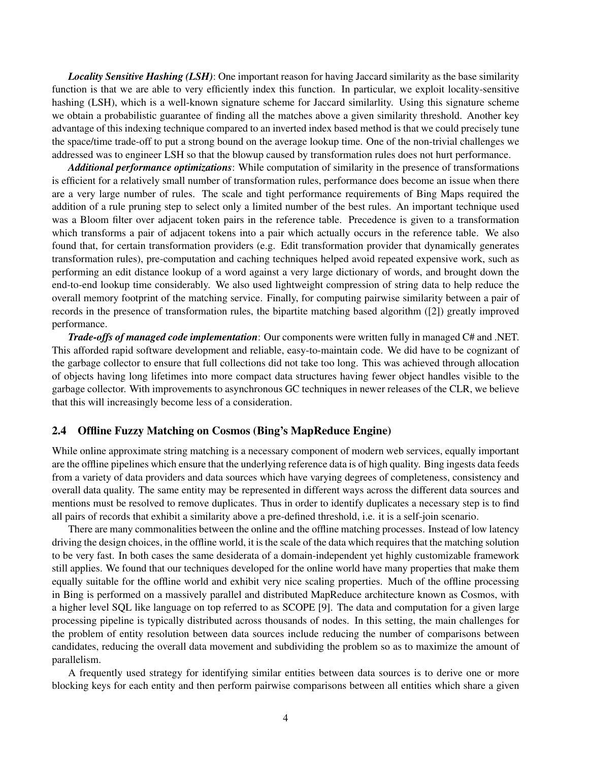***Locality Sensitive Hashing (LSH)***: One important reason for having Jaccard similarity as the base similarity function is that we are able to very efficiently index this function. In particular, we exploit locality-sensitive hashing (LSH), which is a well-known signature scheme for Jaccard similarlity. Using this signature scheme we obtain a probabilistic guarantee of finding all the matches above a given similarity threshold. Another key advantage of this indexing technique compared to an inverted index based method is that we could precisely tune the space/time trade-off to put a strong bound on the average lookup time. One of the non-trivial challenges we addressed was to engineer LSH so that the blowup caused by transformation rules does not hurt performance.

***Additional performance optimizations***: While computation of similarity in the presence of transformations is efficient for a relatively small number of transformation rules, performance does become an issue when there are a very large number of rules. The scale and tight performance requirements of Bing Maps required the addition of a rule pruning step to select only a limited number of the best rules. An important technique used was a Bloom filter over adjacent token pairs in the reference table. Precedence is given to a transformation which transforms a pair of adjacent tokens into a pair which actually occurs in the reference table. We also found that, for certain transformation providers (e.g. Edit transformation provider that dynamically generates transformation rules), pre-computation and caching techniques helped avoid repeated expensive work, such as performing an edit distance lookup of a word against a very large dictionary of words, and brought down the end-to-end lookup time considerably. We also used lightweight compression of string data to help reduce the overall memory footprint of the matching service. Finally, for computing pairwise similarity between a pair of records in the presence of transformation rules, the bipartite matching based algorithm ([2]) greatly improved performance.

***Trade-offs of managed code implementation***: Our components were written fully in managed C# and .NET. This afforded rapid software development and reliable, easy-to-maintain code. We did have to be cognizant of the garbage collector to ensure that full collections did not take too long. This was achieved through allocation of objects having long lifetimes into more compact data structures having fewer object handles visible to the garbage collector. With improvements to asynchronous GC techniques in newer releases of the CLR, we believe that this will increasingly become less of a consideration.

## 2.4 Offline Fuzzy Matching on Cosmos (Bing's MapReduce Engine)

While online approximate string matching is a necessary component of modern web services, equally important are the offline pipelines which ensure that the underlying reference data is of high quality. Bing ingests data feeds from a variety of data providers and data sources which have varying degrees of completeness, consistency and overall data quality. The same entity may be represented in different ways across the different data sources and mentions must be resolved to remove duplicates. Thus in order to identify duplicates a necessary step is to find all pairs of records that exhibit a similarity above a pre-defined threshold, i.e. it is a self-join scenario.

There are many commonalities between the online and the offline matching processes. Instead of low latency driving the design choices, in the offline world, it is the scale of the data which requires that the matching solution to be very fast. In both cases the same desiderata of a domain-independent yet highly customizable framework still applies. We found that our techniques developed for the online world have many properties that make them equally suitable for the offline world and exhibit very nice scaling properties. Much of the offline processing in Bing is performed on a massively parallel and distributed MapReduce architecture known as Cosmos, with a higher level SQL like language on top referred to as SCOPE [9]. The data and computation for a given large processing pipeline is typically distributed across thousands of nodes. In this setting, the main challenges for the problem of entity resolution between data sources include reducing the number of comparisons between candidates, reducing the overall data movement and subdividing the problem so as to maximize the amount of parallelism.

A frequently used strategy for identifying similar entities between data sources is to derive one or more blocking keys for each entity and then perform pairwise comparisons between all entities which share a given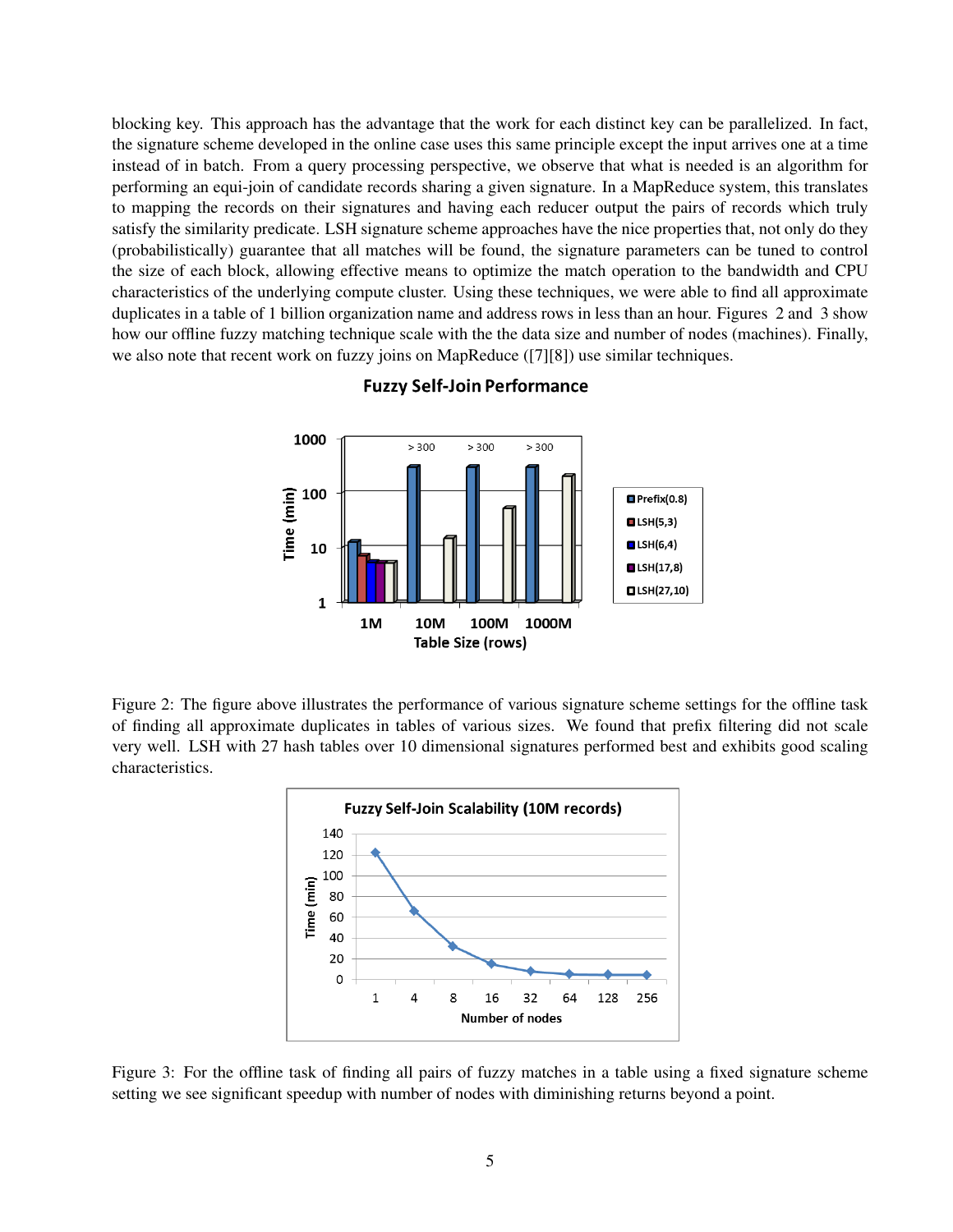blocking key. This approach has the advantage that the work for each distinct key can be parallelized. In fact, the signature scheme developed in the online case uses this same principle except the input arrives one at a time instead of in batch. From a query processing perspective, we observe that what is needed is an algorithm for performing an equi-join of candidate records sharing a given signature. In a MapReduce system, this translates to mapping the records on their signatures and having each reducer output the pairs of records which truly satisfy the similarity predicate. LSH signature scheme approaches have the nice properties that, not only do they (probabilistically) guarantee that all matches will be found, the signature parameters can be tuned to control the size of each block, allowing effective means to optimize the match operation to the bandwidth and CPU characteristics of the underlying compute cluster. Using these techniques, we were able to find all approximate duplicates in a table of 1 billion organization name and address rows in less than an hour. Figures 2 and 3 show how our offline fuzzy matching technique scale with the the data size and number of nodes (machines). Finally, we also note that recent work on fuzzy joins on MapReduce ([7][8]) use similar techniques.

Figure 2: The figure above illustrates the performance of various signature scheme settings for the offline task of finding all approximate duplicates in tables of various sizes. We found that prefix filtering did not scale very well. LSH with 27 hash tables over 10 dimensional signatures performed best and exhibits good scaling characteristics.

Figure 3: For the offline task of finding all pairs of fuzzy matches in a table using a fixed signature scheme setting we see significant speedup with number of nodes with diminishing returns beyond a point.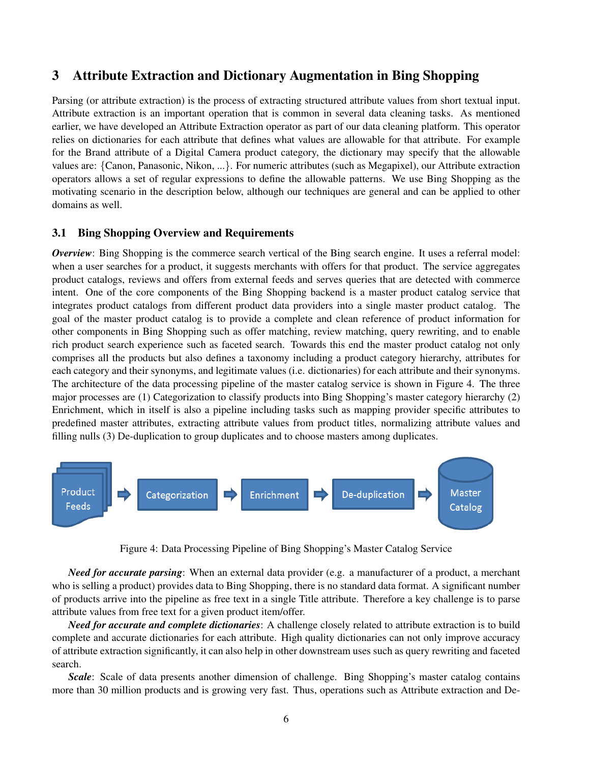## 3 Attribute Extraction and Dictionary Augmentation in Bing Shopping

Parsing (or attribute extraction) is the process of extracting structured attribute values from short textual input. Attribute extraction is an important operation that is common in several data cleaning tasks. As mentioned earlier, we have developed an Attribute Extraction operator as part of our data cleaning platform. This operator relies on dictionaries for each attribute that defines what values are allowable for that attribute. For example for the Brand attribute of a Digital Camera product category, the dictionary may specify that the allowable values are: {Canon, Panasonic, Nikon, ...}. For numeric attributes (such as Megapixel), our Attribute extraction operators allows a set of regular expressions to define the allowable patterns. We use Bing Shopping as the motivating scenario in the description below, although our techniques are general and can be applied to other domains as well.

### 3.1 Bing Shopping Overview and Requirements

***Overview***: Bing Shopping is the commerce search vertical of the Bing search engine. It uses a referral model: when a user searches for a product, it suggests merchants with offers for that product. The service aggregates product catalogs, reviews and offers from external feeds and serves queries that are detected with commerce intent. One of the core components of the Bing Shopping backend is a master product catalog service that integrates product catalogs from different product data providers into a single master product catalog. The goal of the master product catalog is to provide a complete and clean reference of product information for other components in Bing Shopping such as offer matching, review matching, query rewriting, and to enable rich product search experience such as faceted search. Towards this end the master product catalog not only comprises all the products but also defines a taxonomy including a product category hierarchy, attributes for each category and their synonyms, and legitimate values (i.e. dictionaries) for each attribute and their synonyms. The architecture of the data processing pipeline of the master catalog service is shown in Figure 4. The three major processes are (1) Categorization to classify products into Bing Shopping's master category hierarchy (2) Enrichment, which in itself is also a pipeline including tasks such as mapping provider specific attributes to predefined master attributes, extracting attribute values from product titles, normalizing attribute values and filling nulls (3) De-duplication to group duplicates and to choose masters among duplicates.

Product Feeds → Categorization → Enrichment → De-duplication → Master Catalog

Figure 4: Data Processing Pipeline of Bing Shopping's Master Catalog Service

***Need for accurate parsing***: When an external data provider (e.g. a manufacturer of a product, a merchant who is selling a product) provides data to Bing Shopping, there is no standard data format. A significant number of products arrive into the pipeline as free text in a single Title attribute. Therefore a key challenge is to parse attribute values from free text for a given product item/offer.

***Need for accurate and complete dictionaries***: A challenge closely related to attribute extraction is to build complete and accurate dictionaries for each attribute. High quality dictionaries can not only improve accuracy of attribute extraction significantly, it can also help in other downstream uses such as query rewriting and faceted search.

***Scale***: Scale of data presents another dimension of challenge. Bing Shopping's master catalog contains more than 30 million products and is growing very fast. Thus, operations such as Attribute extraction and De-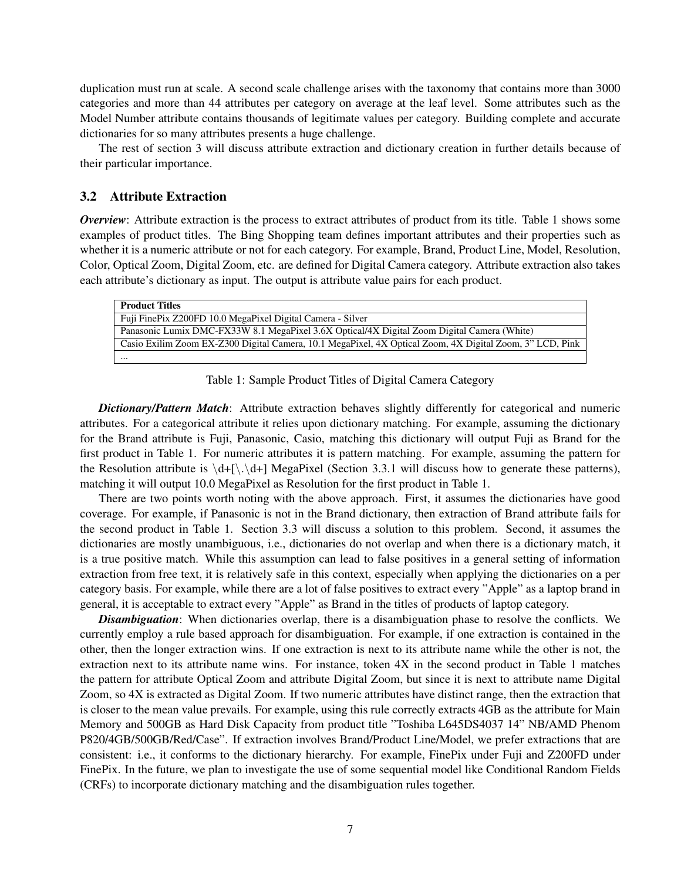duplication must run at scale. A second scale challenge arises with the taxonomy that contains more than 3000 categories and more than 44 attributes per category on average at the leaf level. Some attributes such as the Model Number attribute contains thousands of legitimate values per category. Building complete and accurate dictionaries for so many attributes presents a huge challenge.

The rest of section 3 will discuss attribute extraction and dictionary creation in further details because of their particular importance.

### 3.2 Attribute Extraction

***Overview***: Attribute extraction is the process to extract attributes of product from its title. Table 1 shows some examples of product titles. The Bing Shopping team defines important attributes and their properties such as whether it is a numeric attribute or not for each category. For example, Brand, Product Line, Model, Resolution, Color, Optical Zoom, Digital Zoom, etc. are defined for Digital Camera category. Attribute extraction also takes each attribute's dictionary as input. The output is attribute value pairs for each product.

| **Product Titles** |
|---|
| Fuji FinePix Z200FD 10.0 MegaPixel Digital Camera - Silver |
| Panasonic Lumix DMC-FX33W 8.1 MegaPixel 3.6X Optical/4X Digital Zoom Digital Camera (White) |
| Casio Exilim Zoom EX-Z300 Digital Camera, 10.1 MegaPixel, 4X Optical Zoom, 4X Digital Zoom, 3" LCD, Pink |
| ... |

Table 1: Sample Product Titles of Digital Camera Category

***Dictionary/Pattern Match***: Attribute extraction behaves slightly differently for categorical and numeric attributes. For a categorical attribute it relies upon dictionary matching. For example, assuming the dictionary for the Brand attribute is Fuji, Panasonic, Casio, matching this dictionary will output Fuji as Brand for the first product in Table 1. For numeric attributes it is pattern matching. For example, assuming the pattern for the Resolution attribute is \d+[\.\d+] MegaPixel (Section 3.3.1 will discuss how to generate these patterns), matching it will output 10.0 MegaPixel as Resolution for the first product in Table 1.

There are two points worth noting with the above approach. First, it assumes the dictionaries have good coverage. For example, if Panasonic is not in the Brand dictionary, then extraction of Brand attribute fails for the second product in Table 1. Section 3.3 will discuss a solution to this problem. Second, it assumes the dictionaries are mostly unambiguous, i.e., dictionaries do not overlap and when there is a dictionary match, it is a true positive match. While this assumption can lead to false positives in a general setting of information extraction from free text, it is relatively safe in this context, especially when applying the dictionaries on a per category basis. For example, while there are a lot of false positives to extract every "Apple" as a laptop brand in general, it is acceptable to extract every "Apple" as Brand in the titles of products of laptop category.

***Disambiguation***: When dictionaries overlap, there is a disambiguation phase to resolve the conflicts. We currently employ a rule based approach for disambiguation. For example, if one extraction is contained in the other, then the longer extraction wins. If one extraction is next to its attribute name while the other is not, the extraction next to its attribute name wins. For instance, token 4X in the second product in Table 1 matches the pattern for attribute Optical Zoom and attribute Digital Zoom, but since it is next to attribute name Digital Zoom, so 4X is extracted as Digital Zoom. If two numeric attributes have distinct range, then the extraction that is closer to the mean value prevails. For example, using this rule correctly extracts 4GB as the attribute for Main Memory and 500GB as Hard Disk Capacity from product title "Toshiba L645DS4037 14" NB/AMD Phenom P820/4GB/500GB/Red/Case". If extraction involves Brand/Product Line/Model, we prefer extractions that are consistent: i.e., it conforms to the dictionary hierarchy. For example, FinePix under Fuji and Z200FD under FinePix. In the future, we plan to investigate the use of some sequential model like Conditional Random Fields (CRFs) to incorporate dictionary matching and the disambiguation rules together.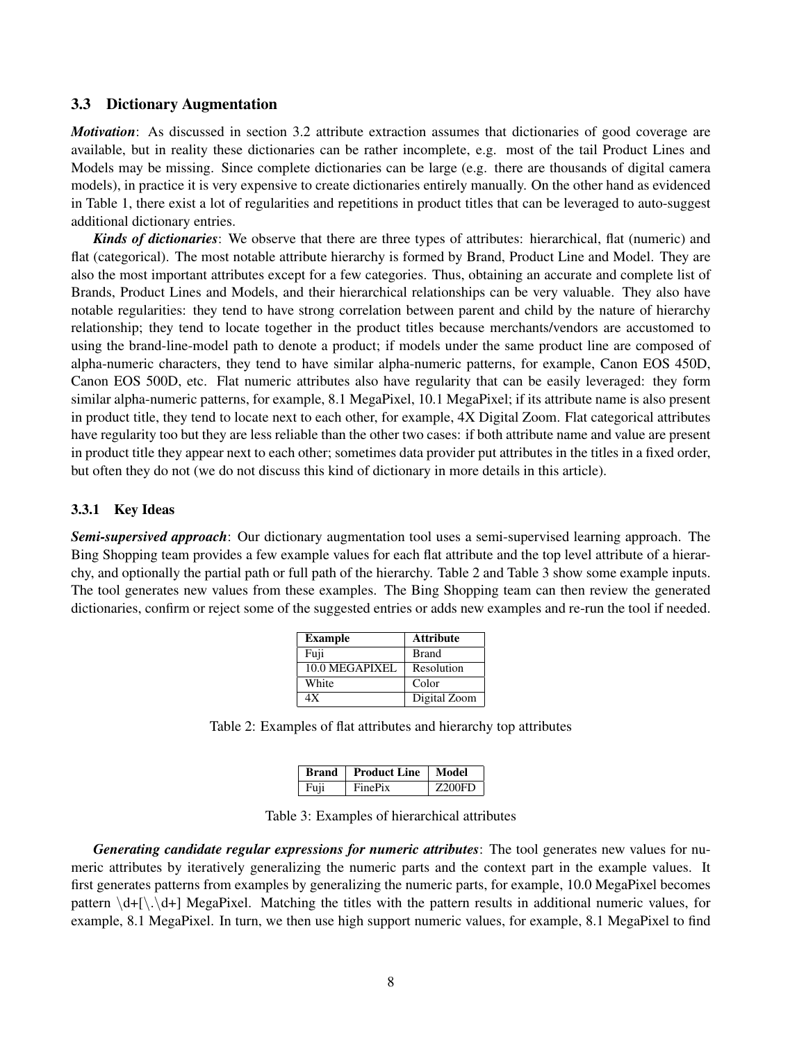### 3.3 Dictionary Augmentation

***Motivation***: As discussed in section 3.2 attribute extraction assumes that dictionaries of good coverage are available, but in reality these dictionaries can be rather incomplete, e.g. most of the tail Product Lines and Models may be missing. Since complete dictionaries can be large (e.g. there are thousands of digital camera models), in practice it is very expensive to create dictionaries entirely manually. On the other hand as evidenced in Table 1, there exist a lot of regularities and repetitions in product titles that can be leveraged to auto-suggest additional dictionary entries.

***Kinds of dictionaries***: We observe that there are three types of attributes: hierarchical, flat (numeric) and flat (categorical). The most notable attribute hierarchy is formed by Brand, Product Line and Model. They are also the most important attributes except for a few categories. Thus, obtaining an accurate and complete list of Brands, Product Lines and Models, and their hierarchical relationships can be very valuable. They also have notable regularities: they tend to have strong correlation between parent and child by the nature of hierarchy relationship; they tend to locate together in the product titles because merchants/vendors are accustomed to using the brand-line-model path to denote a product; if models under the same product line are composed of alpha-numeric characters, they tend to have similar alpha-numeric patterns, for example, Canon EOS 450D, Canon EOS 500D, etc. Flat numeric attributes also have regularity that can be easily leveraged: they form similar alpha-numeric patterns, for example, 8.1 MegaPixel, 10.1 MegaPixel; if its attribute name is also present in product title, they tend to locate next to each other, for example, 4X Digital Zoom. Flat categorical attributes have regularity too but they are less reliable than the other two cases: if both attribute name and value are present in product title they appear next to each other; sometimes data provider put attributes in the titles in a fixed order, but often they do not (we do not discuss this kind of dictionary in more details in this article).

#### 3.3.1 Key Ideas

***Semi-supersived approach***: Our dictionary augmentation tool uses a semi-supervised learning approach. The Bing Shopping team provides a few example values for each flat attribute and the top level attribute of a hierarchy, and optionally the partial path or full path of the hierarchy. Table 2 and Table 3 show some example inputs. The tool generates new values from these examples. The Bing Shopping team can then review the generated dictionaries, confirm or reject some of the suggested entries or adds new examples and re-run the tool if needed.

| Example | Attribute |
|---|---|
| Fuji | Brand |
| 10.0 MEGAPIXEL | Resolution |
| White | Color |
| 4X | Digital Zoom |

Table 2: Examples of flat attributes and hierarchy top attributes

| Brand | Product Line | Model |
|---|---|---|
| Fuji | FinePix | Z200FD |

Table 3: Examples of hierarchical attributes

***Generating candidate regular expressions for numeric attributes***: The tool generates new values for numeric attributes by iteratively generalizing the numeric parts and the context part in the example values. It first generates patterns from examples by generalizing the numeric parts, for example, 10.0 MegaPixel becomes pattern \d+[\.\d+] MegaPixel. Matching the titles with the pattern results in additional numeric values, for example, 8.1 MegaPixel. In turn, we then use high support numeric values, for example, 8.1 MegaPixel to find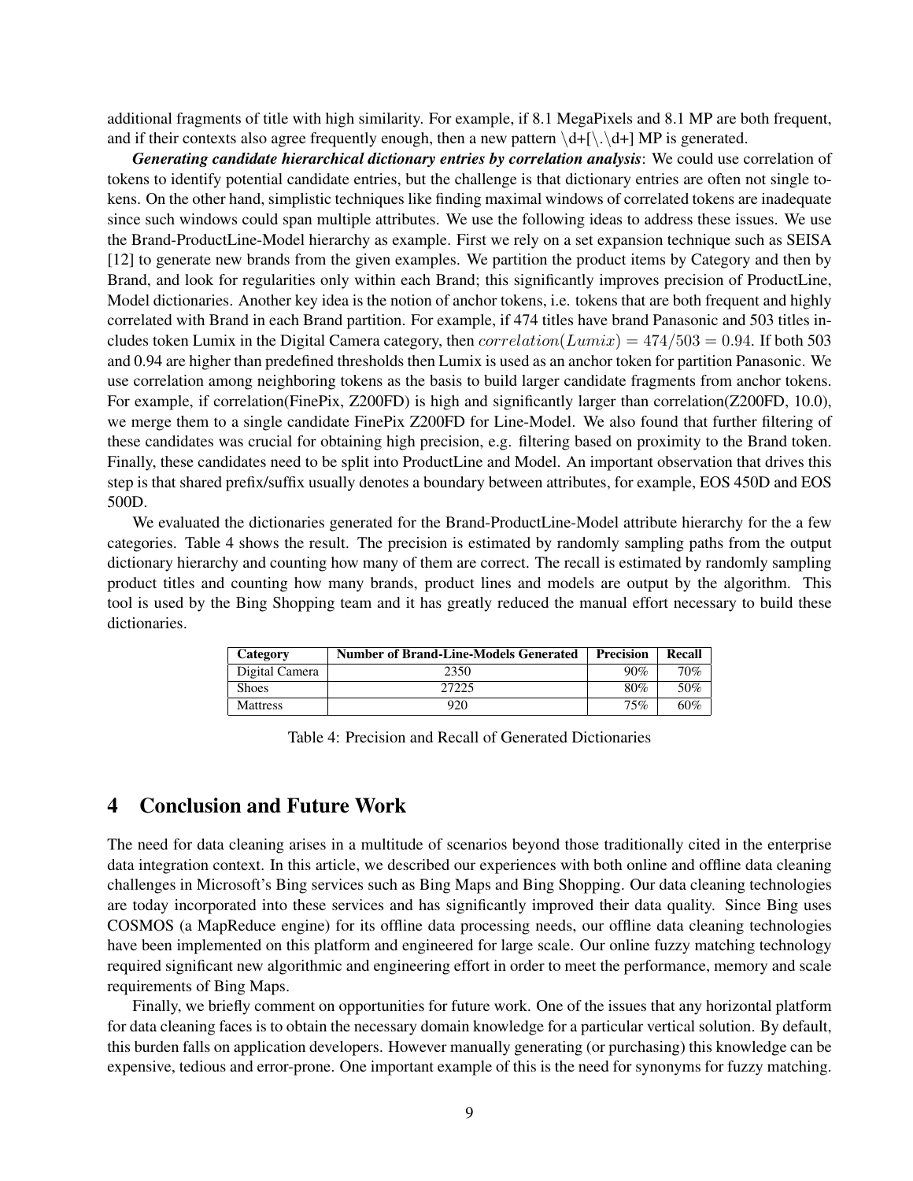additional fragments of title with high similarity. For example, if 8.1 MegaPixels and 8.1 MP are both frequent, and if their contexts also agree frequently enough, then a new pattern \d+[\.\d+] MP is generated.

***Generating candidate hierarchical dictionary entries by correlation analysis***: We could use correlation of tokens to identify potential candidate entries, but the challenge is that dictionary entries are often not single tokens. On the other hand, simplistic techniques like finding maximal windows of correlated tokens are inadequate since such windows could span multiple attributes. We use the following ideas to address these issues. We use the Brand-ProductLine-Model hierarchy as example. First we rely on a set expansion technique such as SEISA [12] to generate new brands from the given examples. We partition the product items by Category and then by Brand, and look for regularities only within each Brand; this significantly improves precision of ProductLine, Model dictionaries. Another key idea is the notion of anchor tokens, i.e. tokens that are both frequent and highly correlated with Brand in each Brand partition. For example, if 474 titles have brand Panasonic and 503 titles includes token Lumix in the Digital Camera category, then $correlation(Lumix) = 474/503 = 0.94$. If both 503 and 0.94 are higher than predefined thresholds then Lumix is used as an anchor token for partition Panasonic. We use correlation among neighboring tokens as the basis to build larger candidate fragments from anchor tokens. For example, if correlation(FinePix, Z200FD) is high and significantly larger than correlation(Z200FD, 10.0), we merge them to a single candidate FinePix Z200FD for Line-Model. We also found that further filtering of these candidates was crucial for obtaining high precision, e.g. filtering based on proximity to the Brand token. Finally, these candidates need to be split into ProductLine and Model. An important observation that drives this step is that shared prefix/suffix usually denotes a boundary between attributes, for example, EOS 450D and EOS 500D.

We evaluated the dictionaries generated for the Brand-ProductLine-Model attribute hierarchy for the a few categories. Table 4 shows the result. The precision is estimated by randomly sampling paths from the output dictionary hierarchy and counting how many of them are correct. The recall is estimated by randomly sampling product titles and counting how many brands, product lines and models are output by the algorithm. This tool is used by the Bing Shopping team and it has greatly reduced the manual effort necessary to build these dictionaries.

| Category | Number of Brand-Line-Models Generated | Precision | Recall |
|---|---|---|---|
| Digital Camera | 2350 | 90% | 70% |
| Shoes | 27225 | 80% | 50% |
| Mattress | 920 | 75% | 60% |

Table 4: Precision and Recall of Generated Dictionaries

# 4 Conclusion and Future Work

The need for data cleaning arises in a multitude of scenarios beyond those traditionally cited in the enterprise data integration context. In this article, we described our experiences with both online and offline data cleaning challenges in Microsoft's Bing services such as Bing Maps and Bing Shopping. Our data cleaning technologies are today incorporated into these services and has significantly improved their data quality. Since Bing uses COSMOS (a MapReduce engine) for its offline data processing needs, our offline data cleaning technologies have been implemented on this platform and engineered for large scale. Our online fuzzy matching technology required significant new algorithmic and engineering effort in order to meet the performance, memory and scale requirements of Bing Maps.

Finally, we briefly comment on opportunities for future work. One of the issues that any horizontal platform for data cleaning faces is to obtain the necessary domain knowledge for a particular vertical solution. By default, this burden falls on application developers. However manually generating (or purchasing) this knowledge can be expensive, tedious and error-prone. One important example of this is the need for synonyms for fuzzy matching.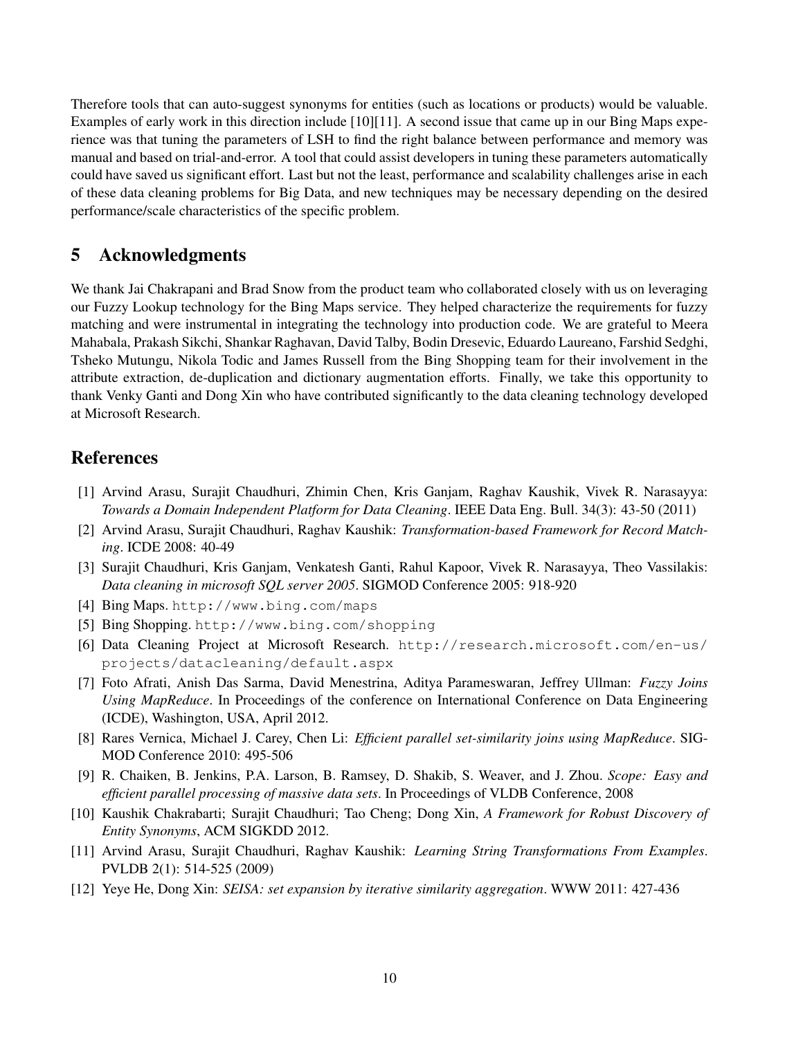Therefore tools that can auto-suggest synonyms for entities (such as locations or products) would be valuable. Examples of early work in this direction include [10][11]. A second issue that came up in our Bing Maps experience was that tuning the parameters of LSH to find the right balance between performance and memory was manual and based on trial-and-error. A tool that could assist developers in tuning these parameters automatically could have saved us significant effort. Last but not the least, performance and scalability challenges arise in each of these data cleaning problems for Big Data, and new techniques may be necessary depending on the desired performance/scale characteristics of the specific problem.

## 5 Acknowledgments

We thank Jai Chakrapani and Brad Snow from the product team who collaborated closely with us on leveraging our Fuzzy Lookup technology for the Bing Maps service. They helped characterize the requirements for fuzzy matching and were instrumental in integrating the technology into production code. We are grateful to Meera Mahabala, Prakash Sikchi, Shankar Raghavan, David Talby, Bodin Dresevic, Eduardo Laureano, Farshid Sedghi, Tsheko Mutungu, Nikola Todic and James Russell from the Bing Shopping team for their involvement in the attribute extraction, de-duplication and dictionary augmentation efforts. Finally, we take this opportunity to thank Venky Ganti and Dong Xin who have contributed significantly to the data cleaning technology developed at Microsoft Research.

## References

[1] Arvind Arasu, Surajit Chaudhuri, Zhimin Chen, Kris Ganjam, Raghav Kaushik, Vivek R. Narasayya: *Towards a Domain Independent Platform for Data Cleaning*. IEEE Data Eng. Bull. 34(3): 43-50 (2011)

[2] Arvind Arasu, Surajit Chaudhuri, Raghav Kaushik: *Transformation-based Framework for Record Matching*. ICDE 2008: 40-49

[3] Surajit Chaudhuri, Kris Ganjam, Venkatesh Ganti, Rahul Kapoor, Vivek R. Narasayya, Theo Vassilakis: *Data cleaning in microsoft SQL server 2005*. SIGMOD Conference 2005: 918-920

[4] Bing Maps. `http://www.bing.com/maps`

[5] Bing Shopping. `http://www.bing.com/shopping`

[6] Data Cleaning Project at Microsoft Research. `http://research.microsoft.com/en-us/projects/datacleaning/default.aspx`

[7] Foto Afrati, Anish Das Sarma, David Menestrina, Aditya Parameswaran, Jeffrey Ullman: *Fuzzy Joins Using MapReduce*. In Proceedings of the conference on International Conference on Data Engineering (ICDE), Washington, USA, April 2012.

[8] Rares Vernica, Michael J. Carey, Chen Li: *Efficient parallel set-similarity joins using MapReduce*. SIGMOD Conference 2010: 495-506

[9] R. Chaiken, B. Jenkins, P.A. Larson, B. Ramsey, D. Shakib, S. Weaver, and J. Zhou. *Scope: Easy and efficient parallel processing of massive data sets*. In Proceedings of VLDB Conference, 2008

[10] Kaushik Chakrabarti; Surajit Chaudhuri; Tao Cheng; Dong Xin, *A Framework for Robust Discovery of Entity Synonyms*, ACM SIGKDD 2012.

[11] Arvind Arasu, Surajit Chaudhuri, Raghav Kaushik: *Learning String Transformations From Examples*. PVLDB 2(1): 514-525 (2009)

[12] Yeye He, Dong Xin: *SEISA: set expansion by iterative similarity aggregation*. WWW 2011: 427-436